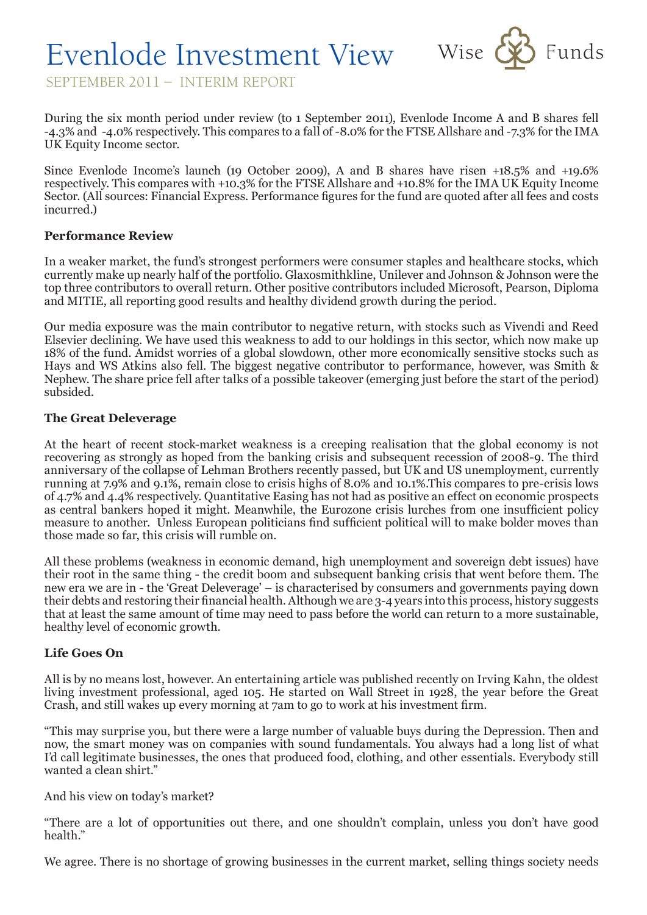# Evenlode Investment View

SEPTEMBER 2011 – INTERIM REPORT

Wise Funds

During the six month period under review (to 1 September 2011), Evenlode Income A and B shares fell -4.3% and -4.0% respectively. This compares to a fall of -8.0% for the FTSE Allshare and -7.3% for the IMA UK Equity Income sector.

Since Evenlode Income's launch (19 October 2009), A and B shares have risen +18.5% and +19.6% respectively. This compares with +10.3% for the FTSE Allshare and +10.8% for the IMA UK Equity Income Sector. (All sources: Financial Express. Performance figures for the fund are quoted after all fees and costs incurred.)

**Performance Review**

In a weaker market, the fund's strongest performers were consumer staples and healthcare stocks, which currently make up nearly half of the portfolio. Glaxosmithkline, Unilever and Johnson & Johnson were the top three contributors to overall return. Other positive contributors included Microsoft, Pearson, Diploma and MITIE, all reporting good results and healthy dividend growth during the period.

Our media exposure was the main contributor to negative return, with stocks such as Vivendi and Reed Elsevier declining. We have used this weakness to add to our holdings in this sector, which now make up 18% of the fund. Amidst worries of a global slowdown, other more economically sensitive stocks such as Hays and WS Atkins also fell. The biggest negative contributor to performance, however, was Smith & Nephew. The share price fell after talks of a possible takeover (emerging just before the start of the period) subsided.

**The Great Deleverage**

At the heart of recent stock-market weakness is a creeping realisation that the global economy is not recovering as strongly as hoped from the banking crisis and subsequent recession of 2008-9. The third anniversary of the collapse of Lehman Brothers recently passed, but UK and US unemployment, currently running at 7.9% and 9.1%, remain close to crisis highs of 8.0% and 10.1%.This compares to pre-crisis lows of 4.7% and 4.4% respectively. Quantitative Easing has not had as positive an effect on economic prospects as central bankers hoped it might. Meanwhile, the Eurozone crisis lurches from one insufficient policy measure to another. Unless European politicians find sufficient political will to make bolder moves than those made so far, this crisis will rumble on.

All these problems (weakness in economic demand, high unemployment and sovereign debt issues) have their root in the same thing - the credit boom and subsequent banking crisis that went before them. The new era we are in - the 'Great Deleverage' – is characterised by consumers and governments paying down their debts and restoring their financial health. Although we are 3-4 years into this process, history suggests that at least the same amount of time may need to pass before the world can return to a more sustainable, healthy level of economic growth.

**Life Goes On**

All is by no means lost, however. An entertaining article was published recently on Irving Kahn, the oldest living investment professional, aged 105. He started on Wall Street in 1928, the year before the Great Crash, and still wakes up every morning at 7am to go to work at his investment firm.

"This may surprise you, but there were a large number of valuable buys during the Depression. Then and now, the smart money was on companies with sound fundamentals. You always had a long list of what I'd call legitimate businesses, the ones that produced food, clothing, and other essentials. Everybody still wanted a clean shirt."

And his view on today's market?

"There are a lot of opportunities out there, and one shouldn't complain, unless you don't have good health."

We agree. There is no shortage of growing businesses in the current market, selling things society needs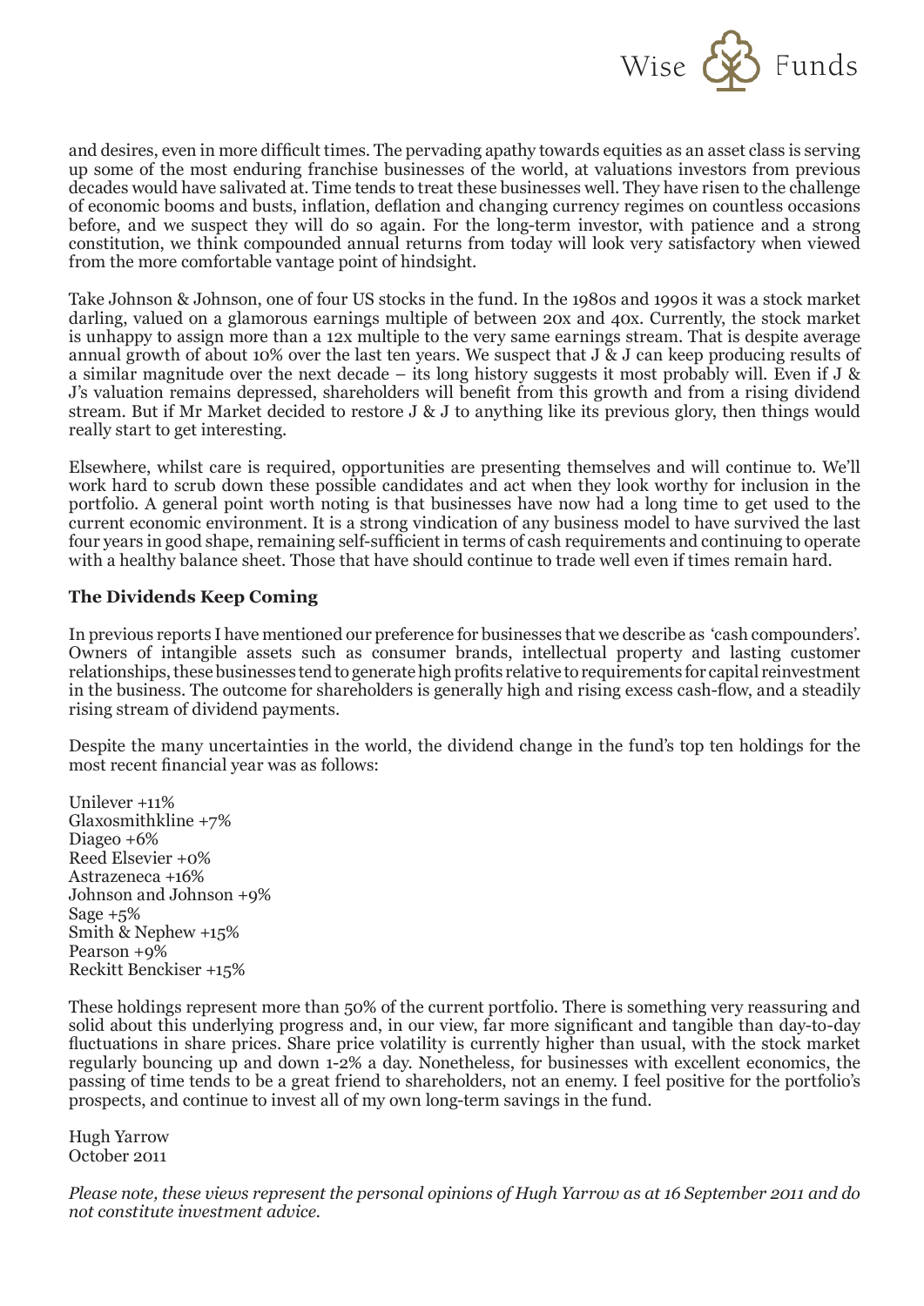and desires, even in more difficult times. The pervading apathy towards equities as an asset class is serving up some of the most enduring franchise businesses of the world, at valuations investors from previous decades would have salivated at. Time tends to treat these businesses well. They have risen to the challenge of economic booms and busts, inflation, deflation and changing currency regimes on countless occasions before, and we suspect they will do so again. For the long-term investor, with patience and a strong constitution, we think compounded annual returns from today will look very satisfactory when viewed from the more comfortable vantage point of hindsight.

Take Johnson & Johnson, one of four US stocks in the fund. In the 1980s and 1990s it was a stock market darling, valued on a glamorous earnings multiple of between 20x and 40x. Currently, the stock market is unhappy to assign more than a 12x multiple to the very same earnings stream. That is despite average annual growth of about 10% over the last ten years. We suspect that J & J can keep producing results of a similar magnitude over the next decade – its long history suggests it most probably will. Even if J & J's valuation remains depressed, shareholders will benefit from this growth and from a rising dividend stream. But if Mr Market decided to restore J & J to anything like its previous glory, then things would really start to get interesting.

Elsewhere, whilst care is required, opportunities are presenting themselves and will continue to. We'll work hard to scrub down these possible candidates and act when they look worthy for inclusion in the portfolio. A general point worth noting is that businesses have now had a long time to get used to the current economic environment. It is a strong vindication of any business model to have survived the last four years in good shape, remaining self-sufficient in terms of cash requirements and continuing to operate with a healthy balance sheet. Those that have should continue to trade well even if times remain hard.

### The Dividends Keep Coming

In previous reports I have mentioned our preference for businesses that we describe as 'cash compounders'. Owners of intangible assets such as consumer brands, intellectual property and lasting customer relationships, these businesses tend to generate high profits relative to requirements for capital reinvestment in the business. The outcome for shareholders is generally high and rising excess cash-flow, and a steadily rising stream of dividend payments.

Despite the many uncertainties in the world, the dividend change in the fund's top ten holdings for the most recent financial year was as follows:

Unilever +11%
Glaxosmithkline +7%
Diageo +6%
Reed Elsevier +0%
Astrazeneca +16%
Johnson and Johnson +9%
Sage +5%
Smith & Nephew +15%
Pearson +9%
Reckitt Benckiser +15%

These holdings represent more than 50% of the current portfolio. There is something very reassuring and solid about this underlying progress and, in our view, far more significant and tangible than day-to-day fluctuations in share prices. Share price volatility is currently higher than usual, with the stock market regularly bouncing up and down 1-2% a day. Nonetheless, for businesses with excellent economics, the passing of time tends to be a great friend to shareholders, not an enemy. I feel positive for the portfolio's prospects, and continue to invest all of my own long-term savings in the fund.

Hugh Yarrow
October 2011

*Please note, these views represent the personal opinions of Hugh Yarrow as at 16 September 2011 and do not constitute investment advice.*